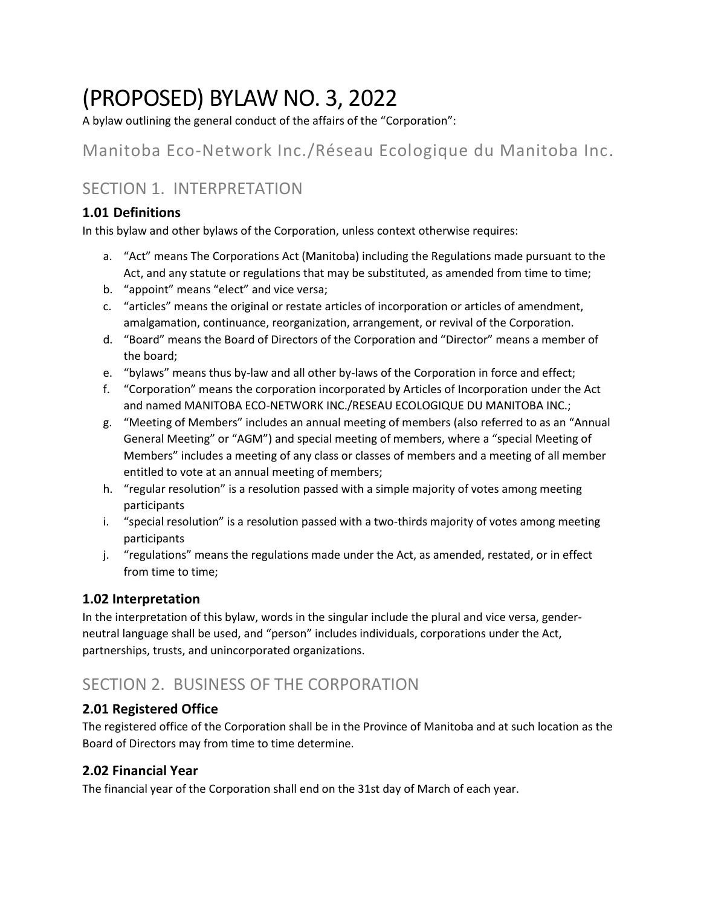# (PROPOSED) BYLAW NO. 3, 2022

A bylaw outlining the general conduct of the affairs of the "Corporation":

## Manitoba Eco-Network Inc./Réseau Ecologique du Manitoba Inc.

## SECTION 1. INTERPRETATION

### 1.01 Definitions

In this bylaw and other bylaws of the Corporation, unless context otherwise requires:

a. "Act" means The Corporations Act (Manitoba) including the Regulations made pursuant to the Act, and any statute or regulations that may be substituted, as amended from time to time;
b. "appoint" means "elect" and vice versa;
c. "articles" means the original or restate articles of incorporation or articles of amendment, amalgamation, continuance, reorganization, arrangement, or revival of the Corporation.
d. "Board" means the Board of Directors of the Corporation and "Director" means a member of the board;
e. "bylaws" means thus by-law and all other by-laws of the Corporation in force and effect;
f. "Corporation" means the corporation incorporated by Articles of Incorporation under the Act and named MANITOBA ECO-NETWORK INC./RESEAU ECOLOGIQUE DU MANITOBA INC.;
g. "Meeting of Members" includes an annual meeting of members (also referred to as an "Annual General Meeting" or "AGM") and special meeting of members, where a "special Meeting of Members" includes a meeting of any class or classes of members and a meeting of all member entitled to vote at an annual meeting of members;
h. "regular resolution" is a resolution passed with a simple majority of votes among meeting participants
i. "special resolution" is a resolution passed with a two-thirds majority of votes among meeting participants
j. "regulations" means the regulations made under the Act, as amended, restated, or in effect from time to time;

### 1.02 Interpretation

In the interpretation of this bylaw, words in the singular include the plural and vice versa, gender-neutral language shall be used, and "person" includes individuals, corporations under the Act, partnerships, trusts, and unincorporated organizations.

## SECTION 2. BUSINESS OF THE CORPORATION

### 2.01 Registered Office

The registered office of the Corporation shall be in the Province of Manitoba and at such location as the Board of Directors may from time to time determine.

### 2.02 Financial Year

The financial year of the Corporation shall end on the 31st day of March of each year.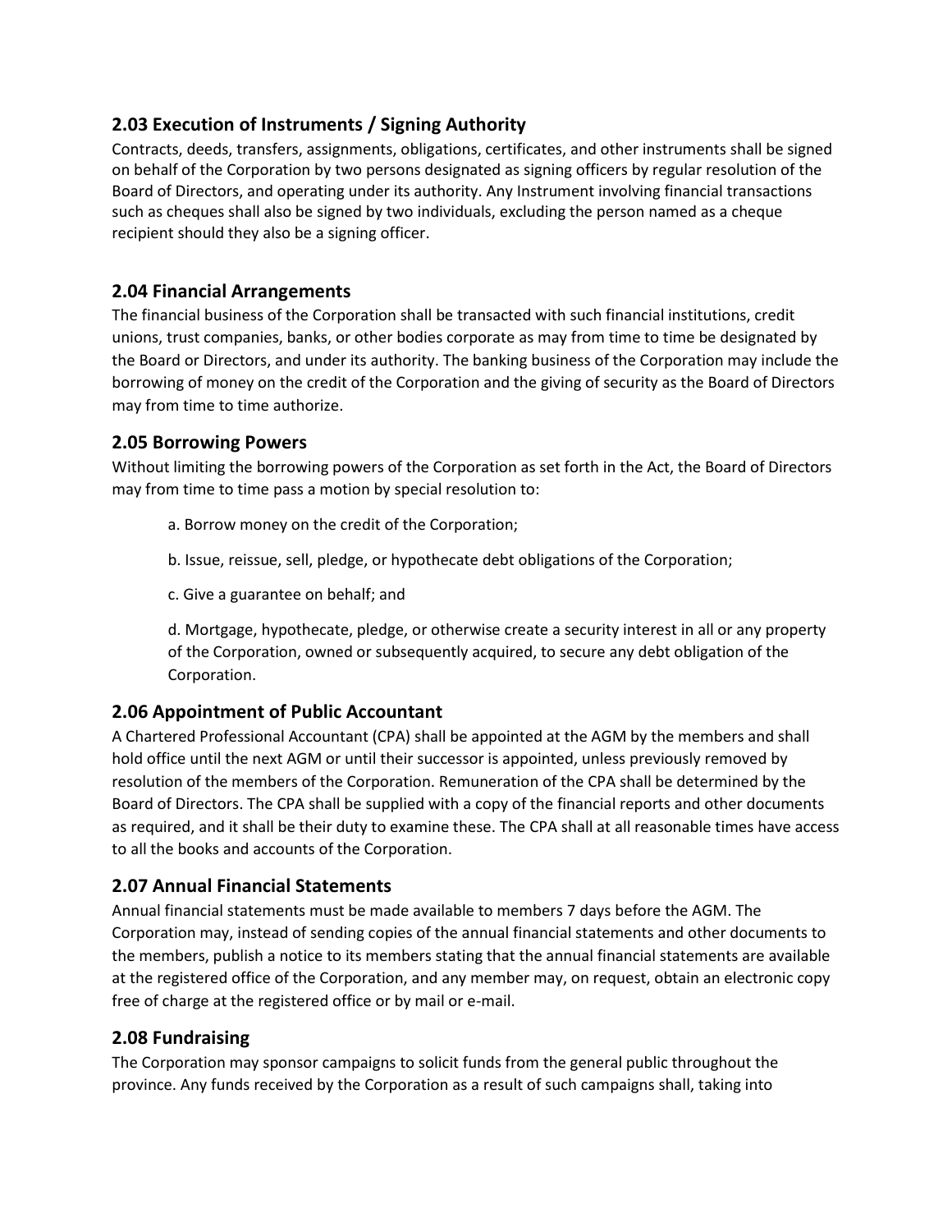## 2.03 Execution of Instruments / Signing Authority

Contracts, deeds, transfers, assignments, obligations, certificates, and other instruments shall be signed on behalf of the Corporation by two persons designated as signing officers by regular resolution of the Board of Directors, and operating under its authority. Any Instrument involving financial transactions such as cheques shall also be signed by two individuals, excluding the person named as a cheque recipient should they also be a signing officer.

## 2.04 Financial Arrangements

The financial business of the Corporation shall be transacted with such financial institutions, credit unions, trust companies, banks, or other bodies corporate as may from time to time be designated by the Board or Directors, and under its authority. The banking business of the Corporation may include the borrowing of money on the credit of the Corporation and the giving of security as the Board of Directors may from time to time authorize.

## 2.05 Borrowing Powers

Without limiting the borrowing powers of the Corporation as set forth in the Act, the Board of Directors may from time to time pass a motion by special resolution to:

a. Borrow money on the credit of the Corporation;

b. Issue, reissue, sell, pledge, or hypothecate debt obligations of the Corporation;

c. Give a guarantee on behalf; and

d. Mortgage, hypothecate, pledge, or otherwise create a security interest in all or any property of the Corporation, owned or subsequently acquired, to secure any debt obligation of the Corporation.

## 2.06 Appointment of Public Accountant

A Chartered Professional Accountant (CPA) shall be appointed at the AGM by the members and shall hold office until the next AGM or until their successor is appointed, unless previously removed by resolution of the members of the Corporation. Remuneration of the CPA shall be determined by the Board of Directors. The CPA shall be supplied with a copy of the financial reports and other documents as required, and it shall be their duty to examine these. The CPA shall at all reasonable times have access to all the books and accounts of the Corporation.

## 2.07 Annual Financial Statements

Annual financial statements must be made available to members 7 days before the AGM. The Corporation may, instead of sending copies of the annual financial statements and other documents to the members, publish a notice to its members stating that the annual financial statements are available at the registered office of the Corporation, and any member may, on request, obtain an electronic copy free of charge at the registered office or by mail or e-mail.

## 2.08 Fundraising

The Corporation may sponsor campaigns to solicit funds from the general public throughout the province. Any funds received by the Corporation as a result of such campaigns shall, taking into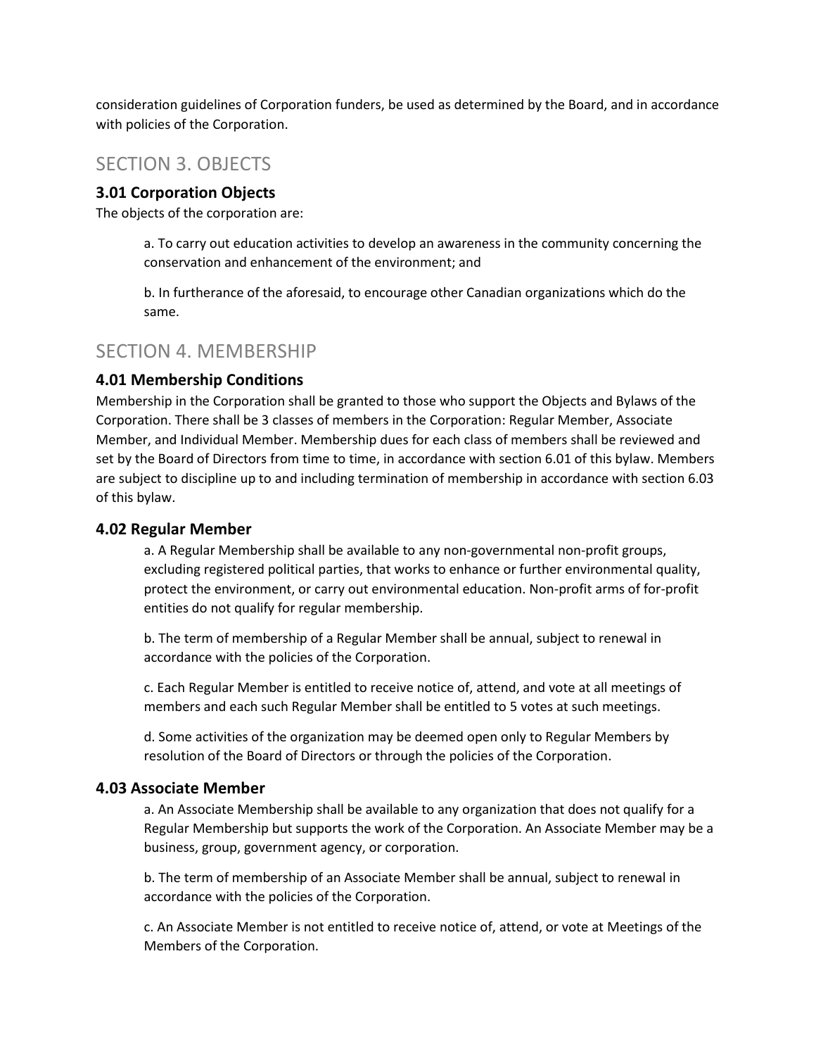consideration guidelines of Corporation funders, be used as determined by the Board, and in accordance with policies of the Corporation.

## SECTION 3. OBJECTS

### 3.01 Corporation Objects

The objects of the corporation are:

a. To carry out education activities to develop an awareness in the community concerning the conservation and enhancement of the environment; and

b. In furtherance of the aforesaid, to encourage other Canadian organizations which do the same.

## SECTION 4. MEMBERSHIP

### 4.01 Membership Conditions

Membership in the Corporation shall be granted to those who support the Objects and Bylaws of the Corporation. There shall be 3 classes of members in the Corporation: Regular Member, Associate Member, and Individual Member. Membership dues for each class of members shall be reviewed and set by the Board of Directors from time to time, in accordance with section 6.01 of this bylaw. Members are subject to discipline up to and including termination of membership in accordance with section 6.03 of this bylaw.

### 4.02 Regular Member

a. A Regular Membership shall be available to any non-governmental non-profit groups, excluding registered political parties, that works to enhance or further environmental quality, protect the environment, or carry out environmental education. Non-profit arms of for-profit entities do not qualify for regular membership.

b. The term of membership of a Regular Member shall be annual, subject to renewal in accordance with the policies of the Corporation.

c. Each Regular Member is entitled to receive notice of, attend, and vote at all meetings of members and each such Regular Member shall be entitled to 5 votes at such meetings.

d. Some activities of the organization may be deemed open only to Regular Members by resolution of the Board of Directors or through the policies of the Corporation.

### 4.03 Associate Member

a. An Associate Membership shall be available to any organization that does not qualify for a Regular Membership but supports the work of the Corporation. An Associate Member may be a business, group, government agency, or corporation.

b. The term of membership of an Associate Member shall be annual, subject to renewal in accordance with the policies of the Corporation.

c. An Associate Member is not entitled to receive notice of, attend, or vote at Meetings of the Members of the Corporation.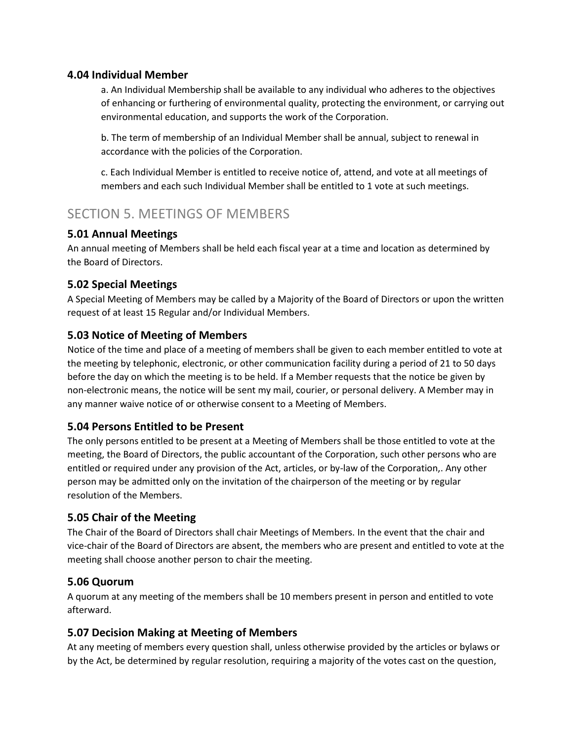### 4.04 Individual Member

a. An Individual Membership shall be available to any individual who adheres to the objectives of enhancing or furthering of environmental quality, protecting the environment, or carrying out environmental education, and supports the work of the Corporation.

b. The term of membership of an Individual Member shall be annual, subject to renewal in accordance with the policies of the Corporation.

c. Each Individual Member is entitled to receive notice of, attend, and vote at all meetings of members and each such Individual Member shall be entitled to 1 vote at such meetings.

## SECTION 5. MEETINGS OF MEMBERS

### 5.01 Annual Meetings

An annual meeting of Members shall be held each fiscal year at a time and location as determined by the Board of Directors.

### 5.02 Special Meetings

A Special Meeting of Members may be called by a Majority of the Board of Directors or upon the written request of at least 15 Regular and/or Individual Members.

### 5.03 Notice of Meeting of Members

Notice of the time and place of a meeting of members shall be given to each member entitled to vote at the meeting by telephonic, electronic, or other communication facility during a period of 21 to 50 days before the day on which the meeting is to be held. If a Member requests that the notice be given by non-electronic means, the notice will be sent my mail, courier, or personal delivery. A Member may in any manner waive notice of or otherwise consent to a Meeting of Members.

### 5.04 Persons Entitled to be Present

The only persons entitled to be present at a Meeting of Members shall be those entitled to vote at the meeting, the Board of Directors, the public accountant of the Corporation, such other persons who are entitled or required under any provision of the Act, articles, or by-law of the Corporation,. Any other person may be admitted only on the invitation of the chairperson of the meeting or by regular resolution of the Members.

### 5.05 Chair of the Meeting

The Chair of the Board of Directors shall chair Meetings of Members. In the event that the chair and vice-chair of the Board of Directors are absent, the members who are present and entitled to vote at the meeting shall choose another person to chair the meeting.

### 5.06 Quorum

A quorum at any meeting of the members shall be 10 members present in person and entitled to vote afterward.

### 5.07 Decision Making at Meeting of Members

At any meeting of members every question shall, unless otherwise provided by the articles or bylaws or by the Act, be determined by regular resolution, requiring a majority of the votes cast on the question,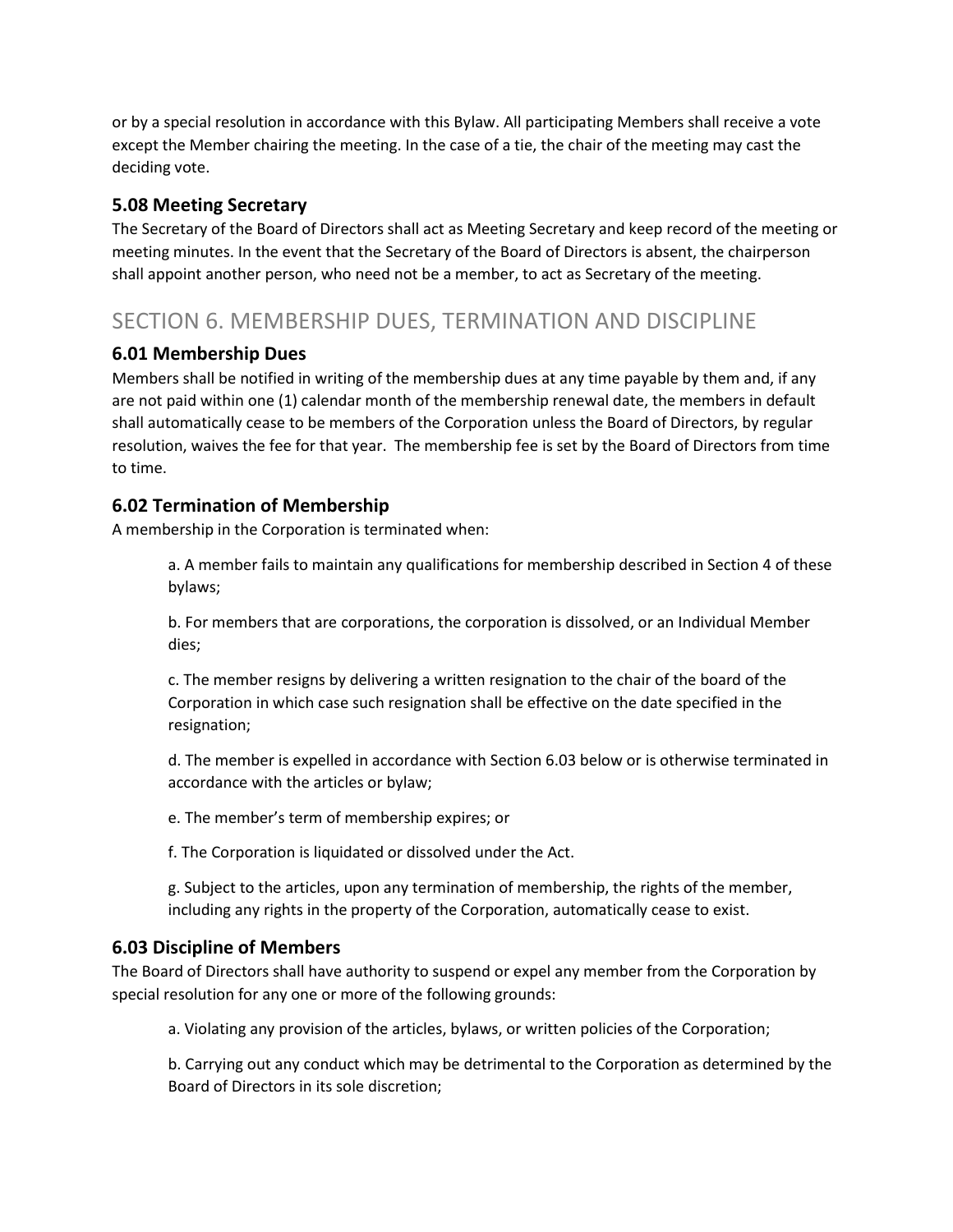or by a special resolution in accordance with this Bylaw. All participating Members shall receive a vote except the Member chairing the meeting. In the case of a tie, the chair of the meeting may cast the deciding vote.

### 5.08 Meeting Secretary

The Secretary of the Board of Directors shall act as Meeting Secretary and keep record of the meeting or meeting minutes. In the event that the Secretary of the Board of Directors is absent, the chairperson shall appoint another person, who need not be a member, to act as Secretary of the meeting.

## SECTION 6. MEMBERSHIP DUES, TERMINATION AND DISCIPLINE

### 6.01 Membership Dues

Members shall be notified in writing of the membership dues at any time payable by them and, if any are not paid within one (1) calendar month of the membership renewal date, the members in default shall automatically cease to be members of the Corporation unless the Board of Directors, by regular resolution, waives the fee for that year. The membership fee is set by the Board of Directors from time to time.

### 6.02 Termination of Membership

A membership in the Corporation is terminated when:

a. A member fails to maintain any qualifications for membership described in Section 4 of these bylaws;

b. For members that are corporations, the corporation is dissolved, or an Individual Member dies;

c. The member resigns by delivering a written resignation to the chair of the board of the Corporation in which case such resignation shall be effective on the date specified in the resignation;

d. The member is expelled in accordance with Section 6.03 below or is otherwise terminated in accordance with the articles or bylaw;

e. The member's term of membership expires; or

f. The Corporation is liquidated or dissolved under the Act.

g. Subject to the articles, upon any termination of membership, the rights of the member, including any rights in the property of the Corporation, automatically cease to exist.

### 6.03 Discipline of Members

The Board of Directors shall have authority to suspend or expel any member from the Corporation by special resolution for any one or more of the following grounds:

a. Violating any provision of the articles, bylaws, or written policies of the Corporation;

b. Carrying out any conduct which may be detrimental to the Corporation as determined by the Board of Directors in its sole discretion;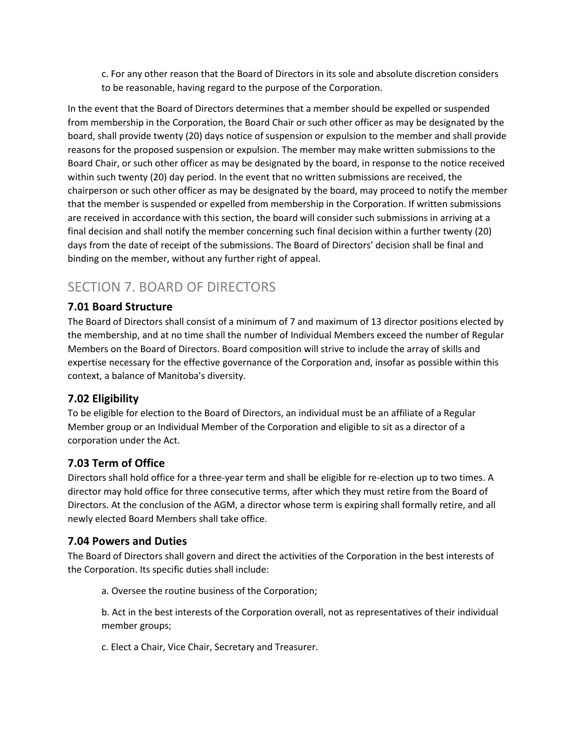c. For any other reason that the Board of Directors in its sole and absolute discretion considers to be reasonable, having regard to the purpose of the Corporation.

In the event that the Board of Directors determines that a member should be expelled or suspended from membership in the Corporation, the Board Chair or such other officer as may be designated by the board, shall provide twenty (20) days notice of suspension or expulsion to the member and shall provide reasons for the proposed suspension or expulsion. The member may make written submissions to the Board Chair, or such other officer as may be designated by the board, in response to the notice received within such twenty (20) day period. In the event that no written submissions are received, the chairperson or such other officer as may be designated by the board, may proceed to notify the member that the member is suspended or expelled from membership in the Corporation. If written submissions are received in accordance with this section, the board will consider such submissions in arriving at a final decision and shall notify the member concerning such final decision within a further twenty (20) days from the date of receipt of the submissions. The Board of Directors' decision shall be final and binding on the member, without any further right of appeal.

## SECTION 7. BOARD OF DIRECTORS

### 7.01 Board Structure

The Board of Directors shall consist of a minimum of 7 and maximum of 13 director positions elected by the membership, and at no time shall the number of Individual Members exceed the number of Regular Members on the Board of Directors. Board composition will strive to include the array of skills and expertise necessary for the effective governance of the Corporation and, insofar as possible within this context, a balance of Manitoba's diversity.

### 7.02 Eligibility

To be eligible for election to the Board of Directors, an individual must be an affiliate of a Regular Member group or an Individual Member of the Corporation and eligible to sit as a director of a corporation under the Act.

### 7.03 Term of Office

Directors shall hold office for a three-year term and shall be eligible for re-election up to two times. A director may hold office for three consecutive terms, after which they must retire from the Board of Directors. At the conclusion of the AGM, a director whose term is expiring shall formally retire, and all newly elected Board Members shall take office.

### 7.04 Powers and Duties

The Board of Directors shall govern and direct the activities of the Corporation in the best interests of the Corporation. Its specific duties shall include:

a. Oversee the routine business of the Corporation;

b. Act in the best interests of the Corporation overall, not as representatives of their individual member groups;

c. Elect a Chair, Vice Chair, Secretary and Treasurer.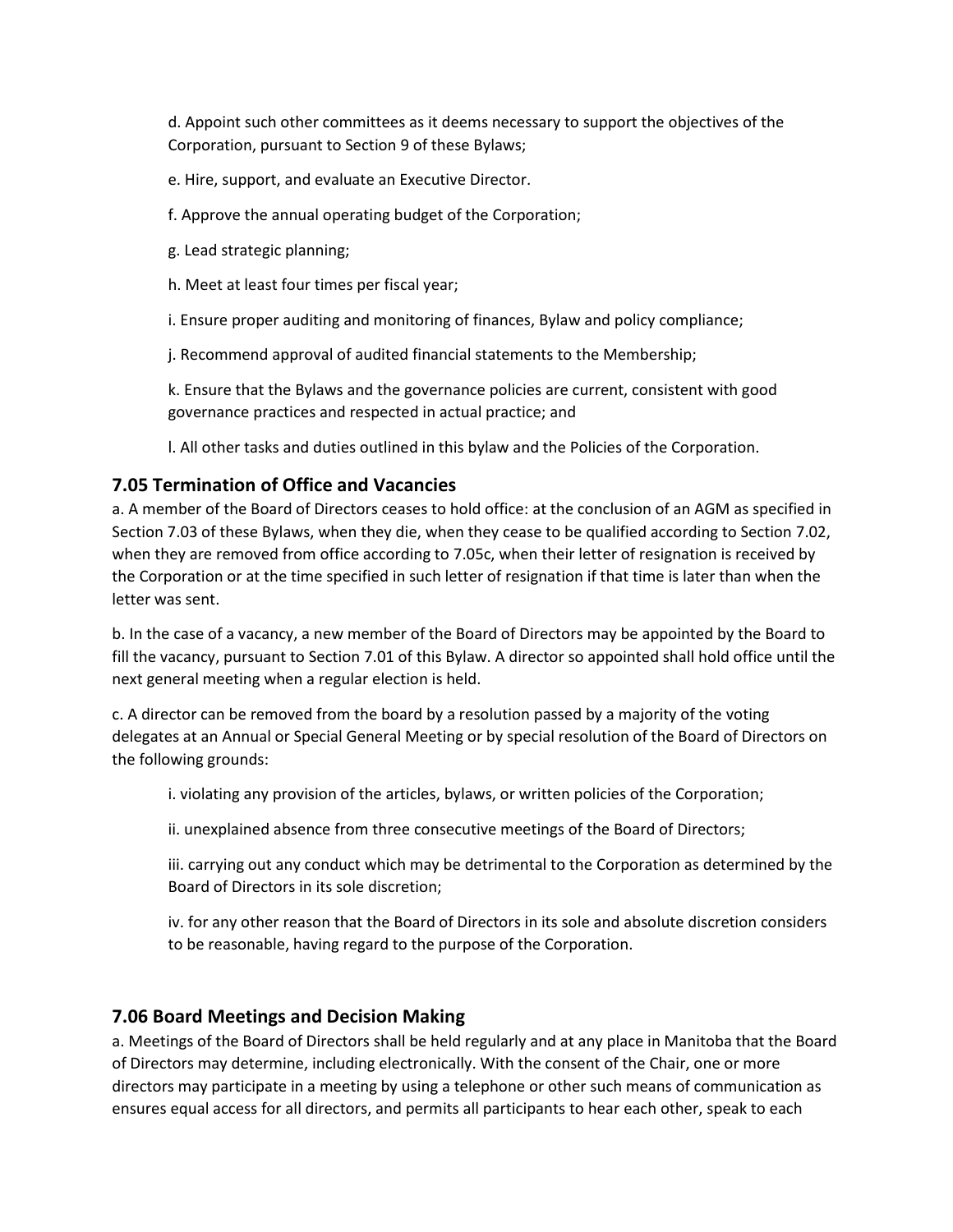d. Appoint such other committees as it deems necessary to support the objectives of the Corporation, pursuant to Section 9 of these Bylaws;

e. Hire, support, and evaluate an Executive Director.

f. Approve the annual operating budget of the Corporation;

g. Lead strategic planning;

h. Meet at least four times per fiscal year;

i. Ensure proper auditing and monitoring of finances, Bylaw and policy compliance;

j. Recommend approval of audited financial statements to the Membership;

k. Ensure that the Bylaws and the governance policies are current, consistent with good governance practices and respected in actual practice; and

l. All other tasks and duties outlined in this bylaw and the Policies of the Corporation.

## 7.05 Termination of Office and Vacancies

a. A member of the Board of Directors ceases to hold office: at the conclusion of an AGM as specified in Section 7.03 of these Bylaws, when they die, when they cease to be qualified according to Section 7.02, when they are removed from office according to 7.05c, when their letter of resignation is received by the Corporation or at the time specified in such letter of resignation if that time is later than when the letter was sent.

b. In the case of a vacancy, a new member of the Board of Directors may be appointed by the Board to fill the vacancy, pursuant to Section 7.01 of this Bylaw. A director so appointed shall hold office until the next general meeting when a regular election is held.

c. A director can be removed from the board by a resolution passed by a majority of the voting delegates at an Annual or Special General Meeting or by special resolution of the Board of Directors on the following grounds:

i. violating any provision of the articles, bylaws, or written policies of the Corporation;

ii. unexplained absence from three consecutive meetings of the Board of Directors;

iii. carrying out any conduct which may be detrimental to the Corporation as determined by the Board of Directors in its sole discretion;

iv. for any other reason that the Board of Directors in its sole and absolute discretion considers to be reasonable, having regard to the purpose of the Corporation.

## 7.06 Board Meetings and Decision Making

a. Meetings of the Board of Directors shall be held regularly and at any place in Manitoba that the Board of Directors may determine, including electronically. With the consent of the Chair, one or more directors may participate in a meeting by using a telephone or other such means of communication as ensures equal access for all directors, and permits all participants to hear each other, speak to each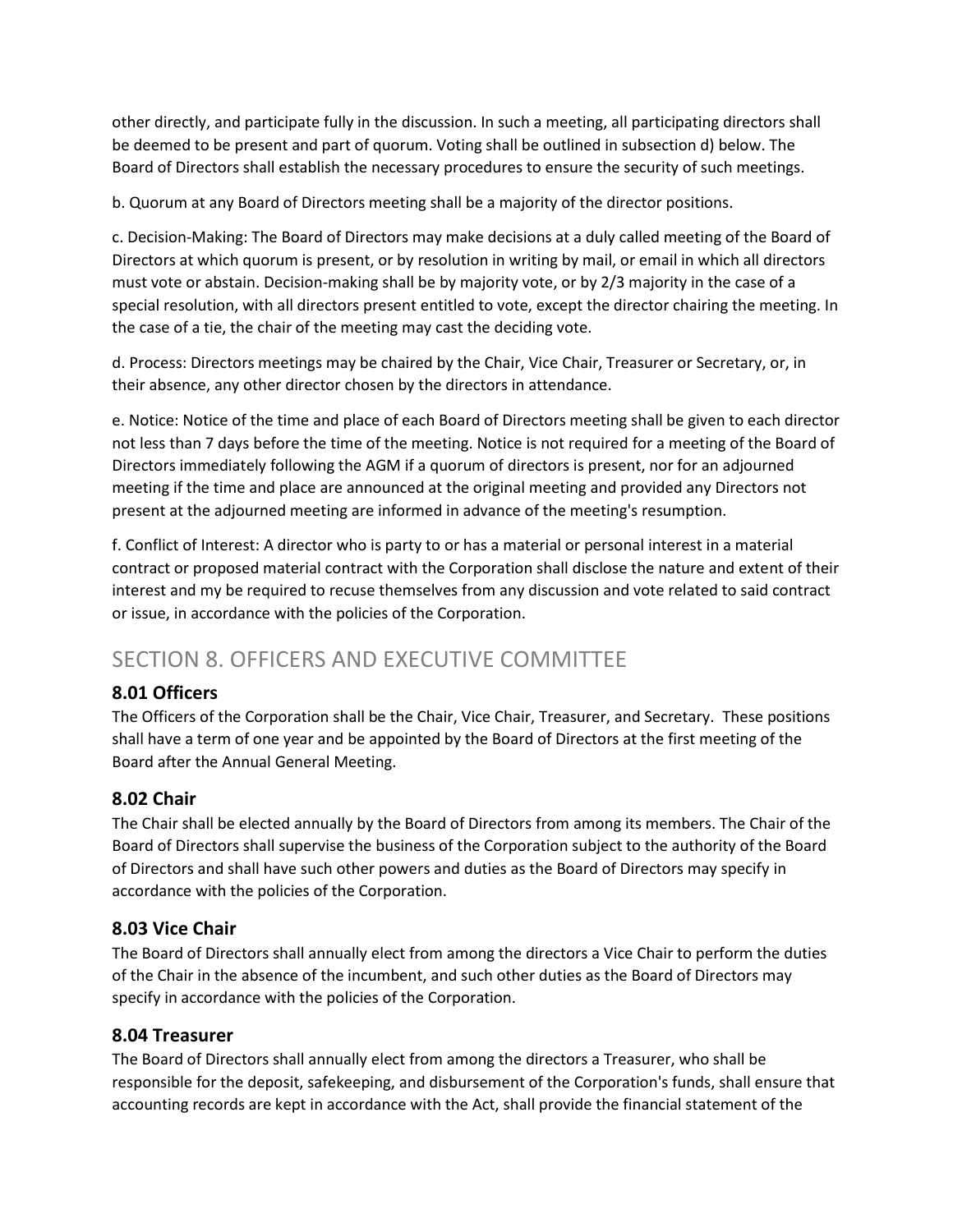other directly, and participate fully in the discussion. In such a meeting, all participating directors shall be deemed to be present and part of quorum. Voting shall be outlined in subsection d) below. The Board of Directors shall establish the necessary procedures to ensure the security of such meetings.

b. Quorum at any Board of Directors meeting shall be a majority of the director positions.

c. Decision-Making: The Board of Directors may make decisions at a duly called meeting of the Board of Directors at which quorum is present, or by resolution in writing by mail, or email in which all directors must vote or abstain. Decision-making shall be by majority vote, or by 2/3 majority in the case of a special resolution, with all directors present entitled to vote, except the director chairing the meeting. In the case of a tie, the chair of the meeting may cast the deciding vote.

d. Process: Directors meetings may be chaired by the Chair, Vice Chair, Treasurer or Secretary, or, in their absence, any other director chosen by the directors in attendance.

e. Notice: Notice of the time and place of each Board of Directors meeting shall be given to each director not less than 7 days before the time of the meeting. Notice is not required for a meeting of the Board of Directors immediately following the AGM if a quorum of directors is present, nor for an adjourned meeting if the time and place are announced at the original meeting and provided any Directors not present at the adjourned meeting are informed in advance of the meeting's resumption.

f. Conflict of Interest: A director who is party to or has a material or personal interest in a material contract or proposed material contract with the Corporation shall disclose the nature and extent of their interest and my be required to recuse themselves from any discussion and vote related to said contract or issue, in accordance with the policies of the Corporation.

## SECTION 8. OFFICERS AND EXECUTIVE COMMITTEE

### 8.01 Officers

The Officers of the Corporation shall be the Chair, Vice Chair, Treasurer, and Secretary. These positions shall have a term of one year and be appointed by the Board of Directors at the first meeting of the Board after the Annual General Meeting.

### 8.02 Chair

The Chair shall be elected annually by the Board of Directors from among its members. The Chair of the Board of Directors shall supervise the business of the Corporation subject to the authority of the Board of Directors and shall have such other powers and duties as the Board of Directors may specify in accordance with the policies of the Corporation.

### 8.03 Vice Chair

The Board of Directors shall annually elect from among the directors a Vice Chair to perform the duties of the Chair in the absence of the incumbent, and such other duties as the Board of Directors may specify in accordance with the policies of the Corporation.

### 8.04 Treasurer

The Board of Directors shall annually elect from among the directors a Treasurer, who shall be responsible for the deposit, safekeeping, and disbursement of the Corporation's funds, shall ensure that accounting records are kept in accordance with the Act, shall provide the financial statement of the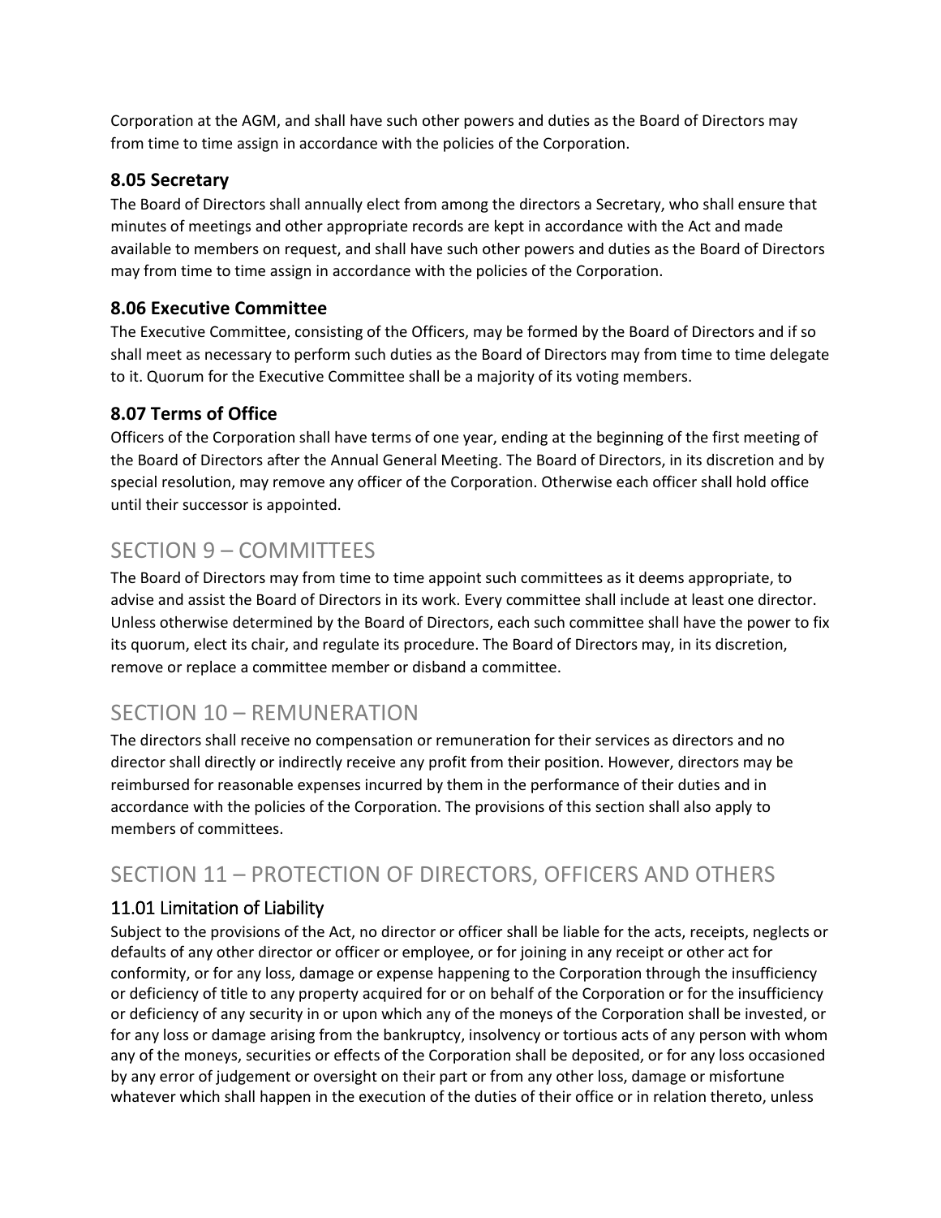Corporation at the AGM, and shall have such other powers and duties as the Board of Directors may from time to time assign in accordance with the policies of the Corporation.

### 8.05 Secretary

The Board of Directors shall annually elect from among the directors a Secretary, who shall ensure that minutes of meetings and other appropriate records are kept in accordance with the Act and made available to members on request, and shall have such other powers and duties as the Board of Directors may from time to time assign in accordance with the policies of the Corporation.

### 8.06 Executive Committee

The Executive Committee, consisting of the Officers, may be formed by the Board of Directors and if so shall meet as necessary to perform such duties as the Board of Directors may from time to time delegate to it. Quorum for the Executive Committee shall be a majority of its voting members.

### 8.07 Terms of Office

Officers of the Corporation shall have terms of one year, ending at the beginning of the first meeting of the Board of Directors after the Annual General Meeting. The Board of Directors, in its discretion and by special resolution, may remove any officer of the Corporation. Otherwise each officer shall hold office until their successor is appointed.

## SECTION 9 – COMMITTEES

The Board of Directors may from time to time appoint such committees as it deems appropriate, to advise and assist the Board of Directors in its work. Every committee shall include at least one director. Unless otherwise determined by the Board of Directors, each such committee shall have the power to fix its quorum, elect its chair, and regulate its procedure. The Board of Directors may, in its discretion, remove or replace a committee member or disband a committee.

## SECTION 10 – REMUNERATION

The directors shall receive no compensation or remuneration for their services as directors and no director shall directly or indirectly receive any profit from their position. However, directors may be reimbursed for reasonable expenses incurred by them in the performance of their duties and in accordance with the policies of the Corporation. The provisions of this section shall also apply to members of committees.

## SECTION 11 – PROTECTION OF DIRECTORS, OFFICERS AND OTHERS

### 11.01 Limitation of Liability

Subject to the provisions of the Act, no director or officer shall be liable for the acts, receipts, neglects or defaults of any other director or officer or employee, or for joining in any receipt or other act for conformity, or for any loss, damage or expense happening to the Corporation through the insufficiency or deficiency of title to any property acquired for or on behalf of the Corporation or for the insufficiency or deficiency of any security in or upon which any of the moneys of the Corporation shall be invested, or for any loss or damage arising from the bankruptcy, insolvency or tortious acts of any person with whom any of the moneys, securities or effects of the Corporation shall be deposited, or for any loss occasioned by any error of judgement or oversight on their part or from any other loss, damage or misfortune whatever which shall happen in the execution of the duties of their office or in relation thereto, unless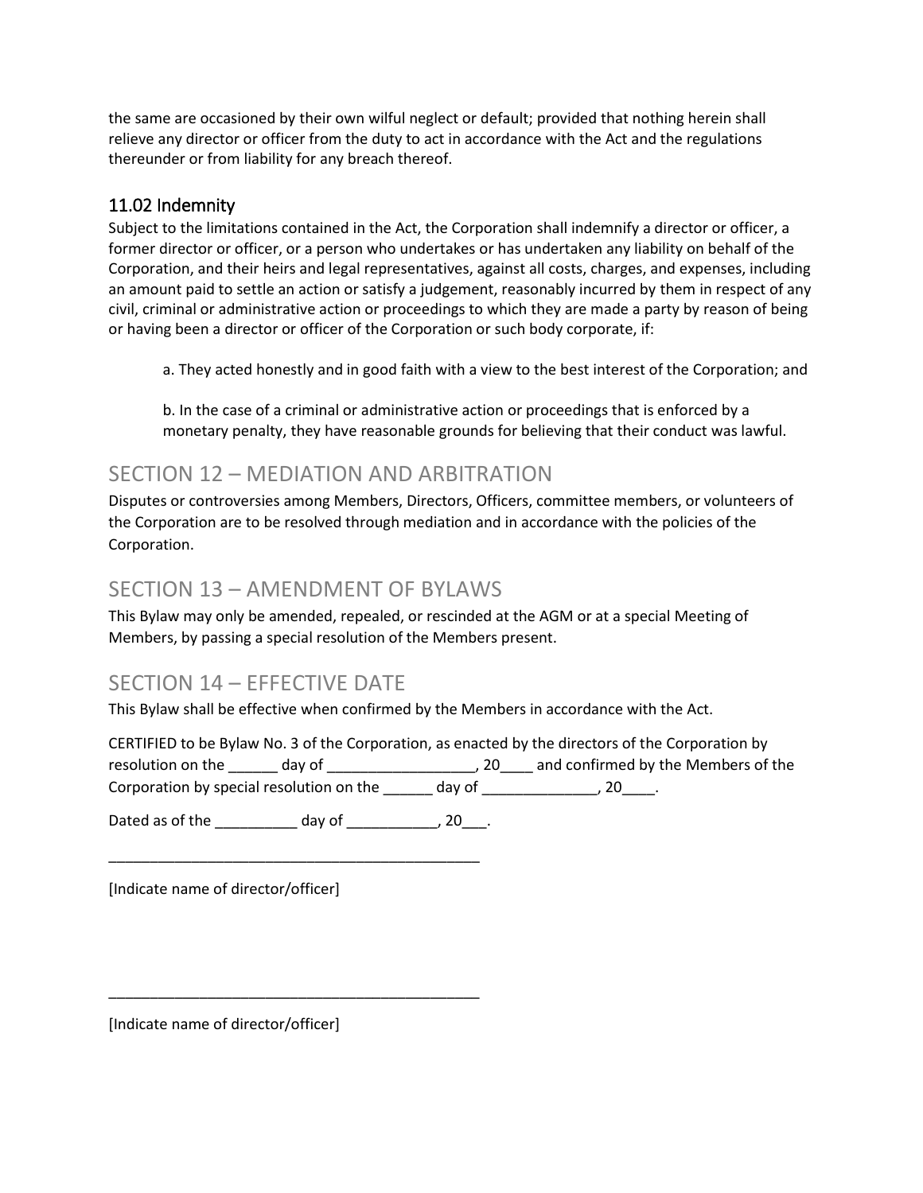the same are occasioned by their own wilful neglect or default; provided that nothing herein shall relieve any director or officer from the duty to act in accordance with the Act and the regulations thereunder or from liability for any breach thereof.

### 11.02 Indemnity

Subject to the limitations contained in the Act, the Corporation shall indemnify a director or officer, a former director or officer, or a person who undertakes or has undertaken any liability on behalf of the Corporation, and their heirs and legal representatives, against all costs, charges, and expenses, including an amount paid to settle an action or satisfy a judgement, reasonably incurred by them in respect of any civil, criminal or administrative action or proceedings to which they are made a party by reason of being or having been a director or officer of the Corporation or such body corporate, if:

a. They acted honestly and in good faith with a view to the best interest of the Corporation; and

b. In the case of a criminal or administrative action or proceedings that is enforced by a monetary penalty, they have reasonable grounds for believing that their conduct was lawful.

## SECTION 12 – MEDIATION AND ARBITRATION

Disputes or controversies among Members, Directors, Officers, committee members, or volunteers of the Corporation are to be resolved through mediation and in accordance with the policies of the Corporation.

## SECTION 13 – AMENDMENT OF BYLAWS

This Bylaw may only be amended, repealed, or rescinded at the AGM or at a special Meeting of Members, by passing a special resolution of the Members present.

## SECTION 14 – EFFECTIVE DATE

This Bylaw shall be effective when confirmed by the Members in accordance with the Act.

CERTIFIED to be Bylaw No. 3 of the Corporation, as enacted by the directors of the Corporation by resolution on the ______ day of __________________, 20____ and confirmed by the Members of the Corporation by special resolution on the ______ day of ______________, 20____.

Dated as of the __________ day of ___________, 20___.

_______________________________________________

[Indicate name of director/officer]

_______________________________________________

[Indicate name of director/officer]